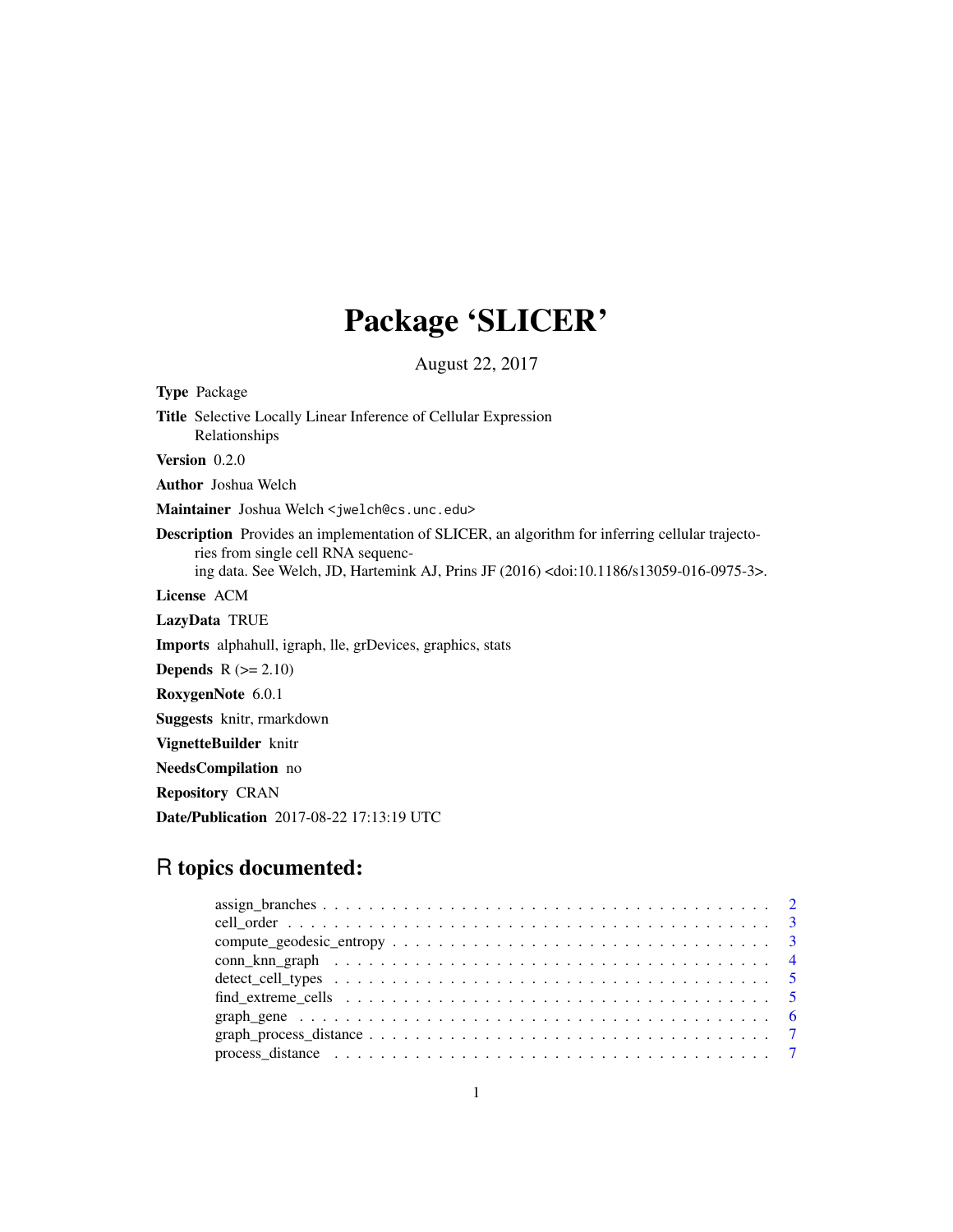# Package 'SLICER'

August 22, 2017

**Type** Package

**Title** Selective Locally Linear Inference of Cellular Expression Relationships

**Version** 0.2.0

**Author** Joshua Welch

**Maintainer** Joshua Welch <jwelch@cs.unc.edu>

**Description** Provides an implementation of SLICER, an algorithm for inferring cellular trajectories from single cell RNA sequencing data. See Welch, JD, Hartemink AJ, Prins JF (2016) <doi:10.1186/s13059-016-0975-3>.

**License** ACM

**LazyData** TRUE

**Imports** alphahull, igraph, lle, grDevices, graphics, stats

**Depends** R (>= 2.10)

**RoxygenNote** 6.0.1

**Suggests** knitr, rmarkdown

**VignetteBuilder** knitr

**NeedsCompilation** no

**Repository** CRAN

**Date/Publication** 2017-08-22 17:13:19 UTC

## R topics documented:

- assign_branches . . . . . . . . . . . . . . . . . . . . . . . . . . . . . . . . . . . . . . . . 2
- cell_order . . . . . . . . . . . . . . . . . . . . . . . . . . . . . . . . . . . . . . . . 3
- compute_geodesic_entropy . . . . . . . . . . . . . . . . . . . . . . . . . . . . . . . . 3
- conn_knn_graph . . . . . . . . . . . . . . . . . . . . . . . . . . . . . . . . . . . . . . 4
- detect_cell_types . . . . . . . . . . . . . . . . . . . . . . . . . . . . . . . . . . . . . 5
- find_extreme_cells . . . . . . . . . . . . . . . . . . . . . . . . . . . . . . . . . . . . 5
- graph_gene . . . . . . . . . . . . . . . . . . . . . . . . . . . . . . . . . . . . . . . . 6
- graph_process_distance . . . . . . . . . . . . . . . . . . . . . . . . . . . . . . . . . 7
- process_distance . . . . . . . . . . . . . . . . . . . . . . . . . . . . . . . . . . . . . 7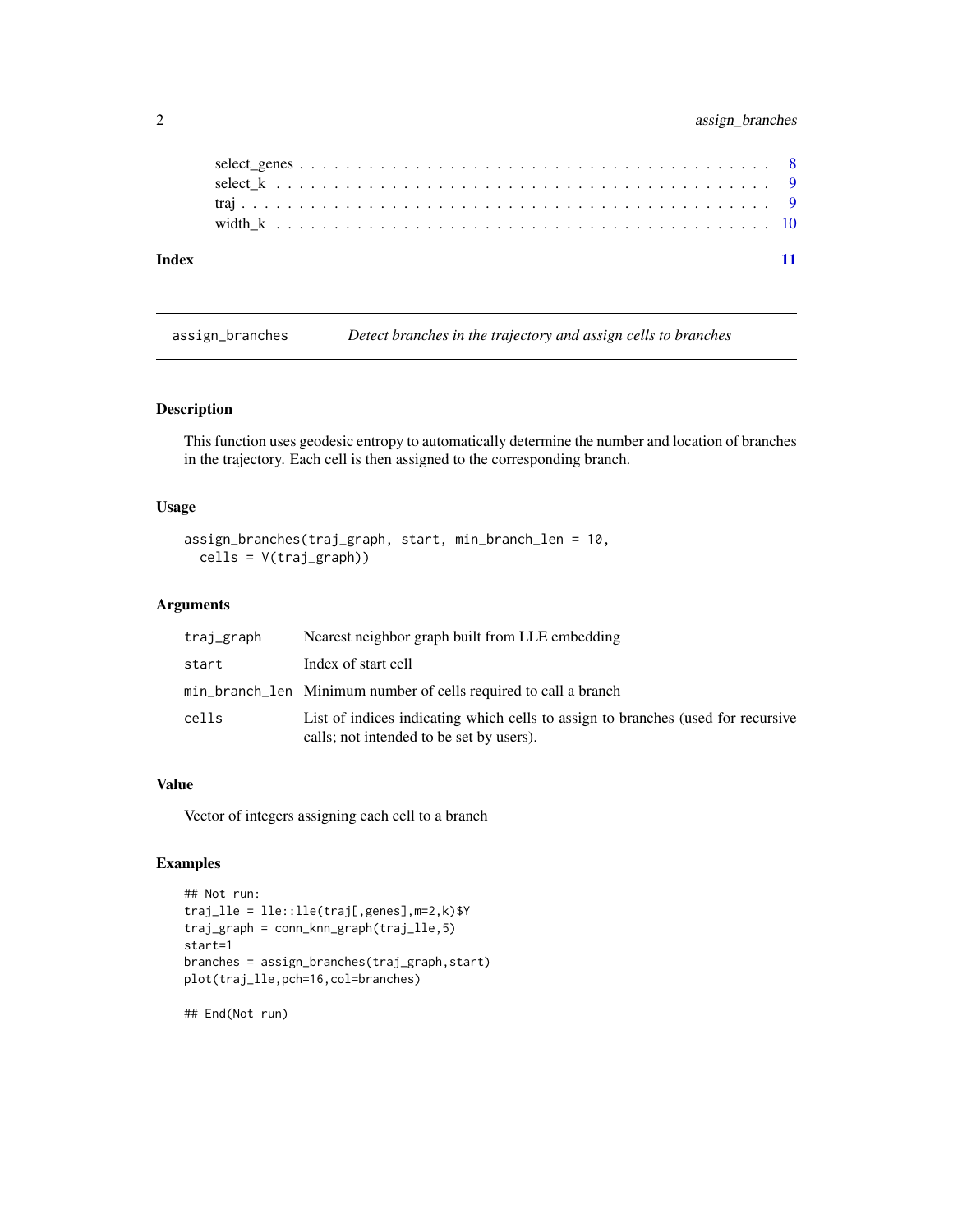select_genes . . . . . . . . . . . . . . . . . . . . . . . . . . . . . . . . . . . . . . 8
select_k . . . . . . . . . . . . . . . . . . . . . . . . . . . . . . . . . . . . . . . . 9
traj . . . . . . . . . . . . . . . . . . . . . . . . . . . . . . . . . . . . . . . . . . 9
width_k . . . . . . . . . . . . . . . . . . . . . . . . . . . . . . . . . . . . . . . . 10

**Index** **11**

---

## assign_branches — *Detect branches in the trajectory and assign cells to branches*

### Description

This function uses geodesic entropy to automatically determine the number and location of branches in the trajectory. Each cell is then assigned to the corresponding branch.

### Usage

```
assign_branches(traj_graph, start, min_branch_len = 10,
  cells = V(traj_graph))
```

### Arguments

| | |
|---|---|
| `traj_graph` | Nearest neighbor graph built from LLE embedding |
| `start` | Index of start cell |
| `min_branch_len` | Minimum number of cells required to call a branch |
| `cells` | List of indices indicating which cells to assign to branches (used for recursive calls; not intended to be set by users). |

### Value

Vector of integers assigning each cell to a branch

### Examples

```
## Not run:
traj_lle = lle::lle(traj[,genes],m=2,k)$Y
traj_graph = conn_knn_graph(traj_lle,5)
start=1
branches = assign_branches(traj_graph,start)
plot(traj_lle,pch=16,col=branches)

## End(Not run)
```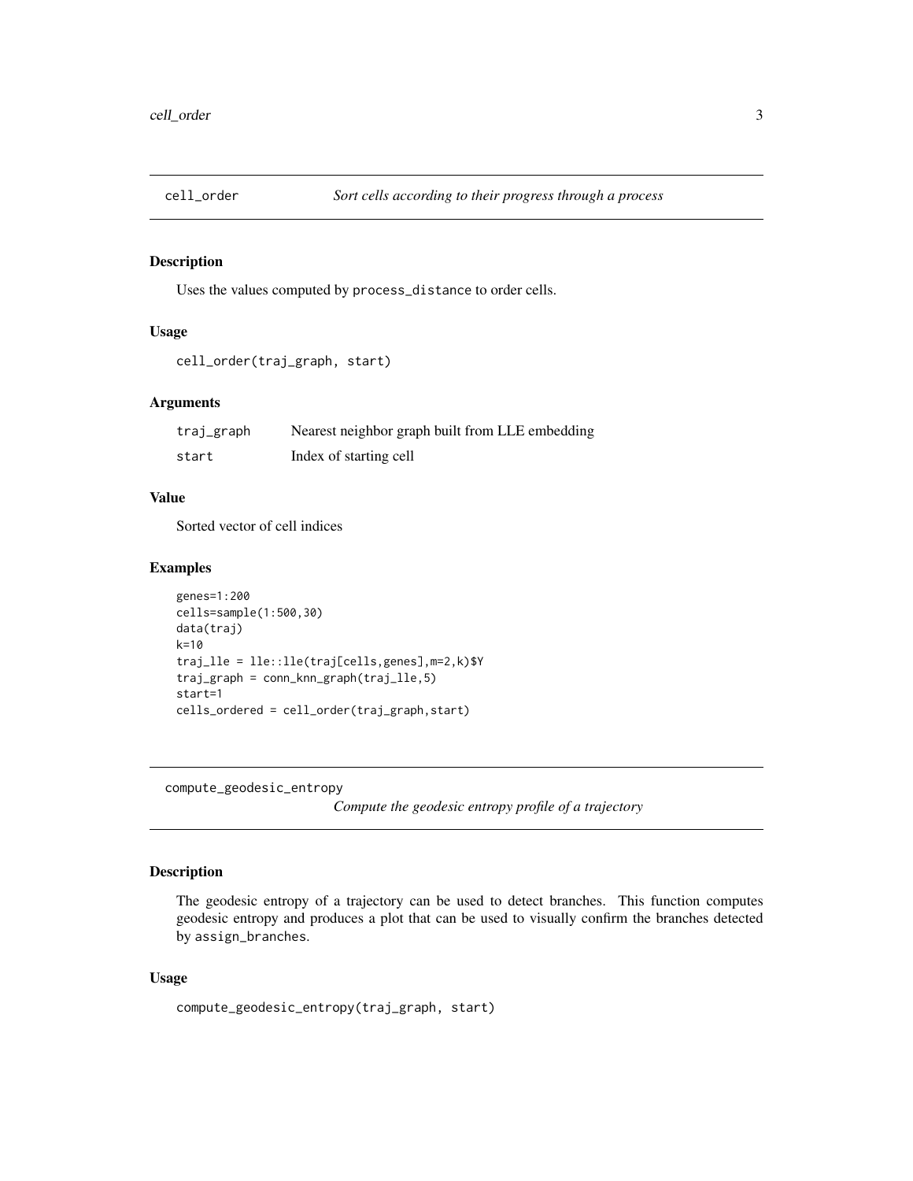## cell_order — *Sort cells according to their progress through a process*

### Description

Uses the values computed by process_distance to order cells.

### Usage

```
cell_order(traj_graph, start)
```

### Arguments

| | |
|---|---|
| traj_graph | Nearest neighbor graph built from LLE embedding |
| start | Index of starting cell |

### Value

Sorted vector of cell indices

### Examples

```
genes=1:200
cells=sample(1:500,30)
data(traj)
k=10
traj_lle = lle::lle(traj[cells,genes],m=2,k)$Y
traj_graph = conn_knn_graph(traj_lle,5)
start=1
cells_ordered = cell_order(traj_graph,start)
```

## compute_geodesic_entropy — *Compute the geodesic entropy profile of a trajectory*

### Description

The geodesic entropy of a trajectory can be used to detect branches. This function computes geodesic entropy and produces a plot that can be used to visually confirm the branches detected by assign_branches.

### Usage

```
compute_geodesic_entropy(traj_graph, start)
```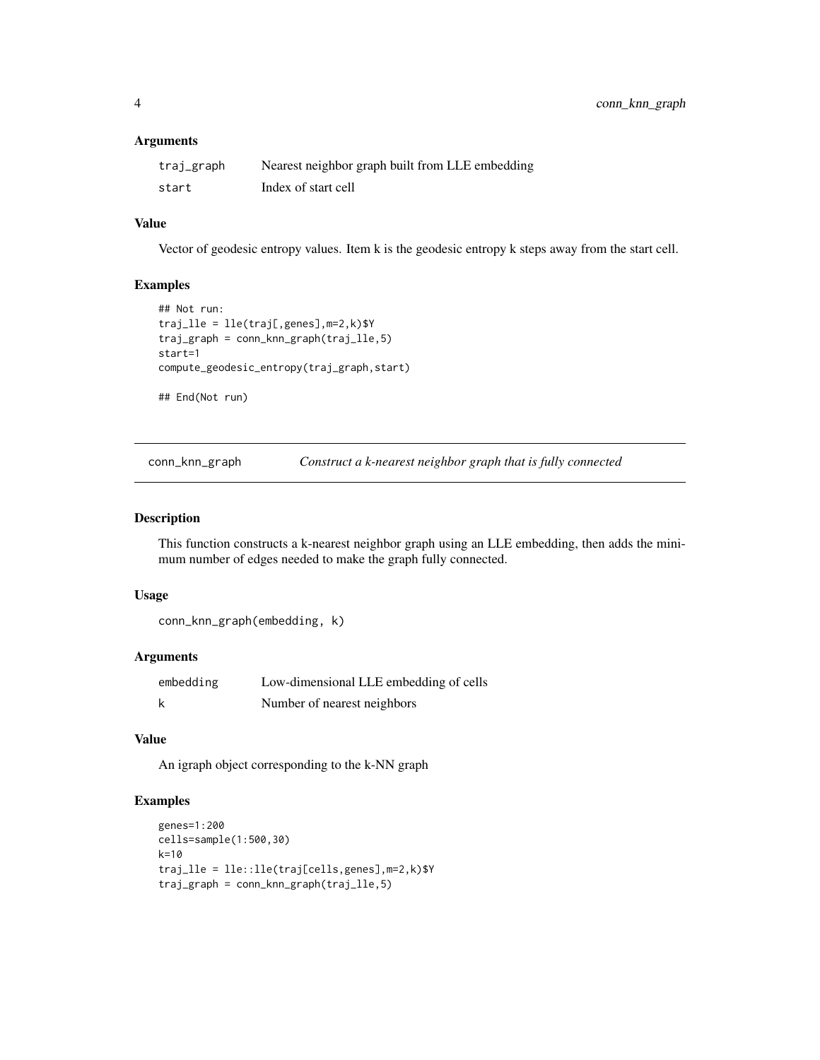### Arguments

| | |
|---|---|
| `traj_graph` | Nearest neighbor graph built from LLE embedding |
| `start` | Index of start cell |

### Value

Vector of geodesic entropy values. Item k is the geodesic entropy k steps away from the start cell.

### Examples

```
## Not run:
traj_lle = lle(traj[,genes],m=2,k)$Y
traj_graph = conn_knn_graph(traj_lle,5)
start=1
compute_geodesic_entropy(traj_graph,start)

## End(Not run)
```

---

## conn_knn_graph — *Construct a k-nearest neighbor graph that is fully connected*

---

### Description

This function constructs a k-nearest neighbor graph using an LLE embedding, then adds the minimum number of edges needed to make the graph fully connected.

### Usage

```
conn_knn_graph(embedding, k)
```

### Arguments

| | |
|---|---|
| `embedding` | Low-dimensional LLE embedding of cells |
| `k` | Number of nearest neighbors |

### Value

An igraph object corresponding to the k-NN graph

### Examples

```
genes=1:200
cells=sample(1:500,30)
k=10
traj_lle = lle::lle(traj[cells,genes],m=2,k)$Y
traj_graph = conn_knn_graph(traj_lle,5)
```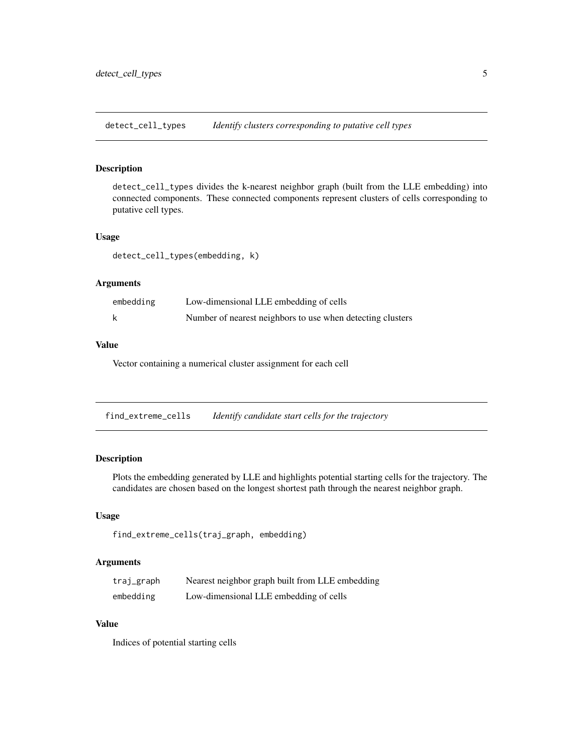## detect_cell_types *Identify clusters corresponding to putative cell types*

### Description

detect_cell_types divides the k-nearest neighbor graph (built from the LLE embedding) into connected components. These connected components represent clusters of cells corresponding to putative cell types.

### Usage

```
detect_cell_types(embedding, k)
```

### Arguments

| | |
|---|---|
| embedding | Low-dimensional LLE embedding of cells |
| k | Number of nearest neighbors to use when detecting clusters |

### Value

Vector containing a numerical cluster assignment for each cell

## find_extreme_cells *Identify candidate start cells for the trajectory*

### Description

Plots the embedding generated by LLE and highlights potential starting cells for the trajectory. The candidates are chosen based on the longest shortest path through the nearest neighbor graph.

### Usage

```
find_extreme_cells(traj_graph, embedding)
```

### Arguments

| | |
|---|---|
| traj_graph | Nearest neighbor graph built from LLE embedding |
| embedding | Low-dimensional LLE embedding of cells |

### Value

Indices of potential starting cells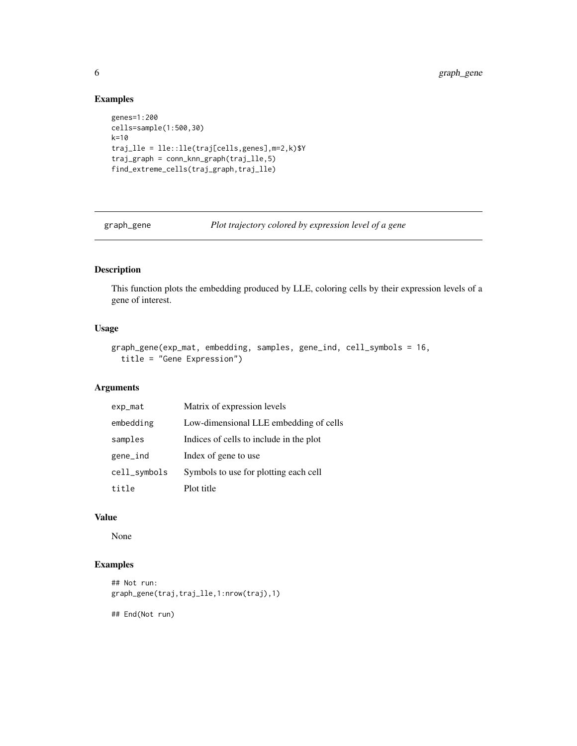## Examples

```
genes=1:200
cells=sample(1:500,30)
k=10
traj_lle = lle::lle(traj[cells,genes],m=2,k)$Y
traj_graph = conn_knn_graph(traj_lle,5)
find_extreme_cells(traj_graph,traj_lle)
```

---

# graph_gene — *Plot trajectory colored by expression level of a gene*

---

## Description

This function plots the embedding produced by LLE, coloring cells by their expression levels of a gene of interest.

## Usage

```
graph_gene(exp_mat, embedding, samples, gene_ind, cell_symbols = 16,
  title = "Gene Expression")
```

## Arguments

| | |
|---|---|
| `exp_mat` | Matrix of expression levels |
| `embedding` | Low-dimensional LLE embedding of cells |
| `samples` | Indices of cells to include in the plot |
| `gene_ind` | Index of gene to use |
| `cell_symbols` | Symbols to use for plotting each cell |
| `title` | Plot title |

## Value

None

## Examples

```
## Not run:
graph_gene(traj,traj_lle,1:nrow(traj),1)

## End(Not run)
```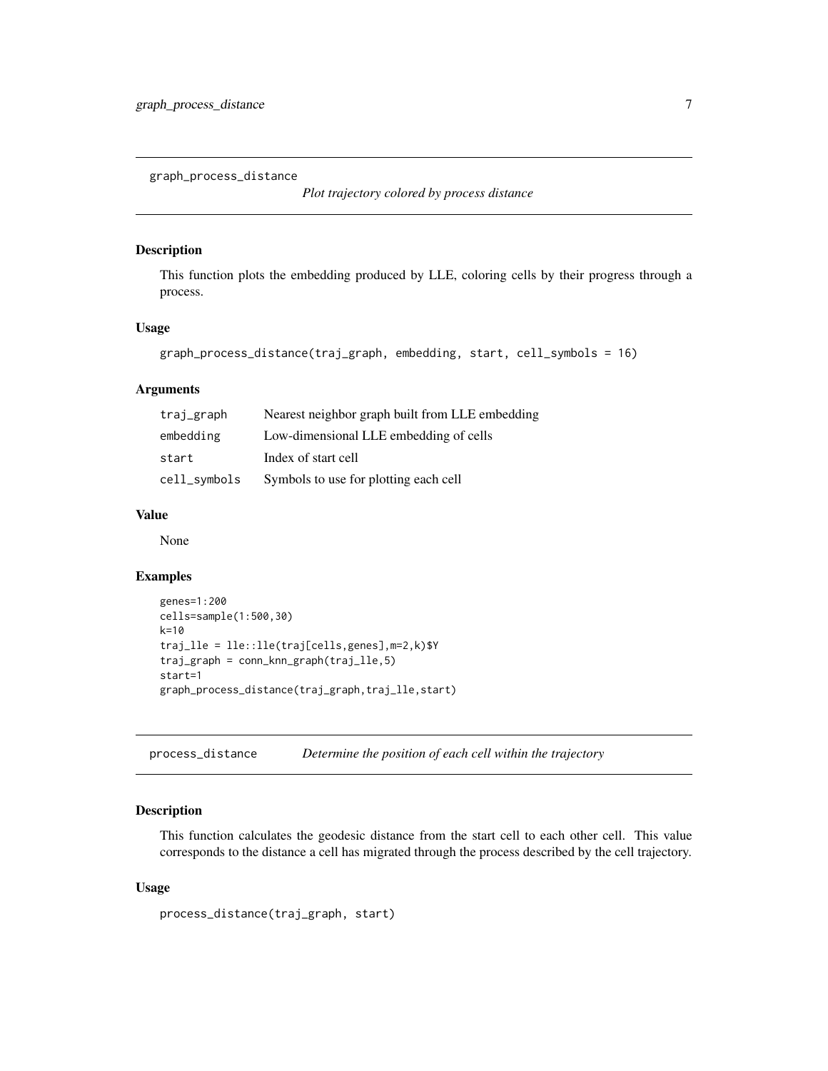## graph_process_distance

*Plot trajectory colored by process distance*

### Description

This function plots the embedding produced by LLE, coloring cells by their progress through a process.

### Usage

```
graph_process_distance(traj_graph, embedding, start, cell_symbols = 16)
```

### Arguments

| | |
|---|---|
| traj_graph | Nearest neighbor graph built from LLE embedding |
| embedding | Low-dimensional LLE embedding of cells |
| start | Index of start cell |
| cell_symbols | Symbols to use for plotting each cell |

### Value

None

### Examples

```
genes=1:200
cells=sample(1:500,30)
k=10
traj_lle = lle::lle(traj[cells,genes],m=2,k)$Y
traj_graph = conn_knn_graph(traj_lle,5)
start=1
graph_process_distance(traj_graph,traj_lle,start)
```

## process_distance

*Determine the position of each cell within the trajectory*

### Description

This function calculates the geodesic distance from the start cell to each other cell. This value corresponds to the distance a cell has migrated through the process described by the cell trajectory.

### Usage

```
process_distance(traj_graph, start)
```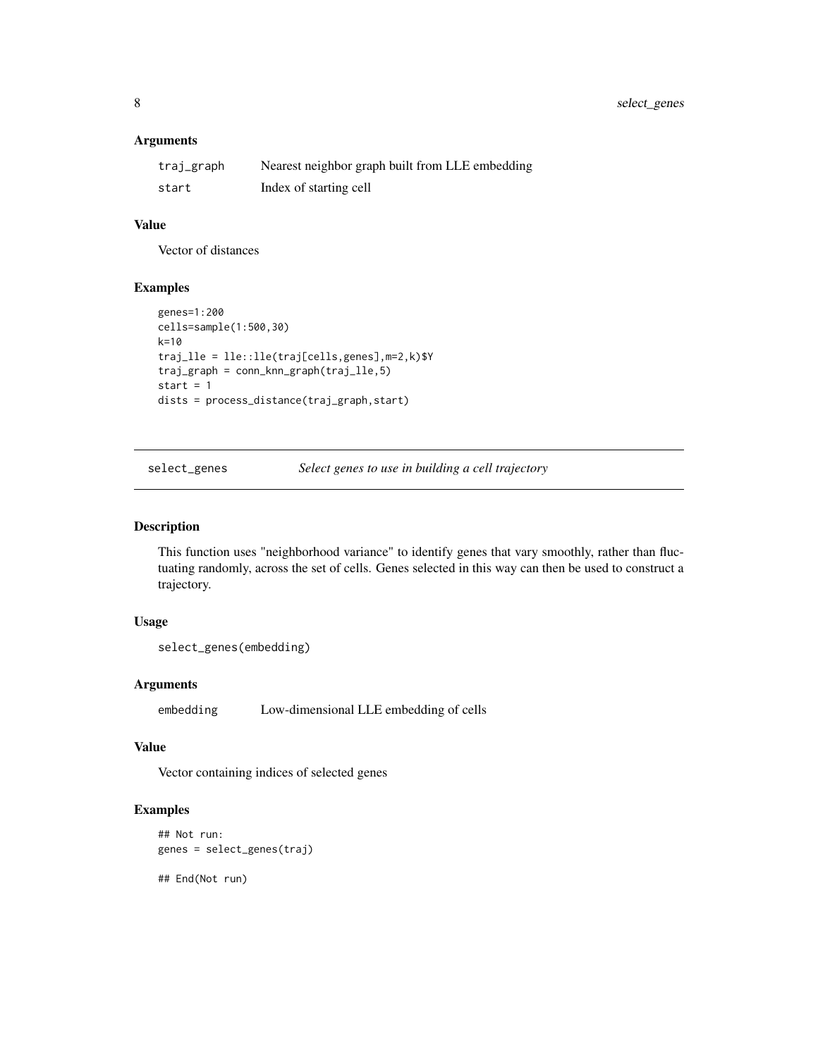### Arguments

| | |
|---|---|
| traj_graph | Nearest neighbor graph built from LLE embedding |
| start | Index of starting cell |

### Value

Vector of distances

### Examples

```
genes=1:200
cells=sample(1:500,30)
k=10
traj_lle = lle::lle(traj[cells,genes],m=2,k)$Y
traj_graph = conn_knn_graph(traj_lle,5)
start = 1
dists = process_distance(traj_graph,start)
```

---

## select_genes    *Select genes to use in building a cell trajectory*

---

### Description

This function uses "neighborhood variance" to identify genes that vary smoothly, rather than fluctuating randomly, across the set of cells. Genes selected in this way can then be used to construct a trajectory.

### Usage

```
select_genes(embedding)
```

### Arguments

| | |
|---|---|
| embedding | Low-dimensional LLE embedding of cells |

### Value

Vector containing indices of selected genes

### Examples

```
## Not run:
genes = select_genes(traj)

## End(Not run)
```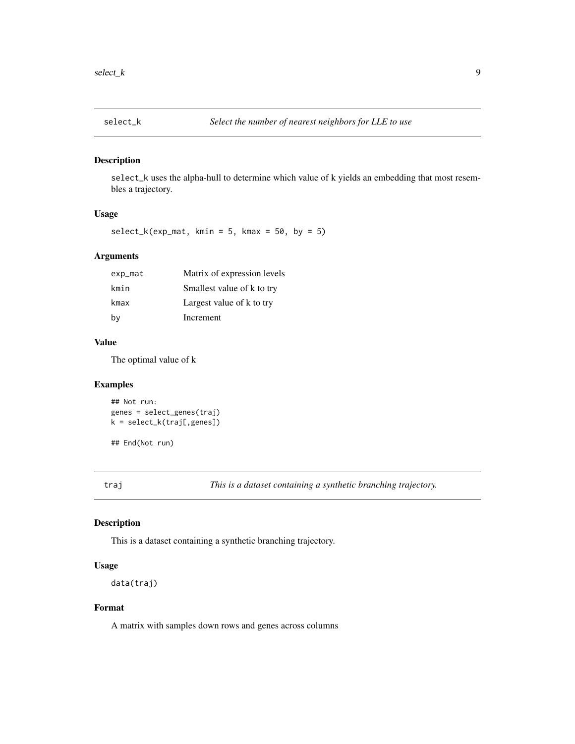## select_k — *Select the number of nearest neighbors for LLE to use*

### Description

select_k uses the alpha-hull to determine which value of k yields an embedding that most resembles a trajectory.

### Usage

```
select_k(exp_mat, kmin = 5, kmax = 50, by = 5)
```

### Arguments

| | |
|---|---|
| exp_mat | Matrix of expression levels |
| kmin | Smallest value of k to try |
| kmax | Largest value of k to try |
| by | Increment |

### Value

The optimal value of k

### Examples

```
## Not run:
genes = select_genes(traj)
k = select_k(traj[,genes])

## End(Not run)
```

## traj — *This is a dataset containing a synthetic branching trajectory.*

### Description

This is a dataset containing a synthetic branching trajectory.

### Usage

```
data(traj)
```

### Format

A matrix with samples down rows and genes across columns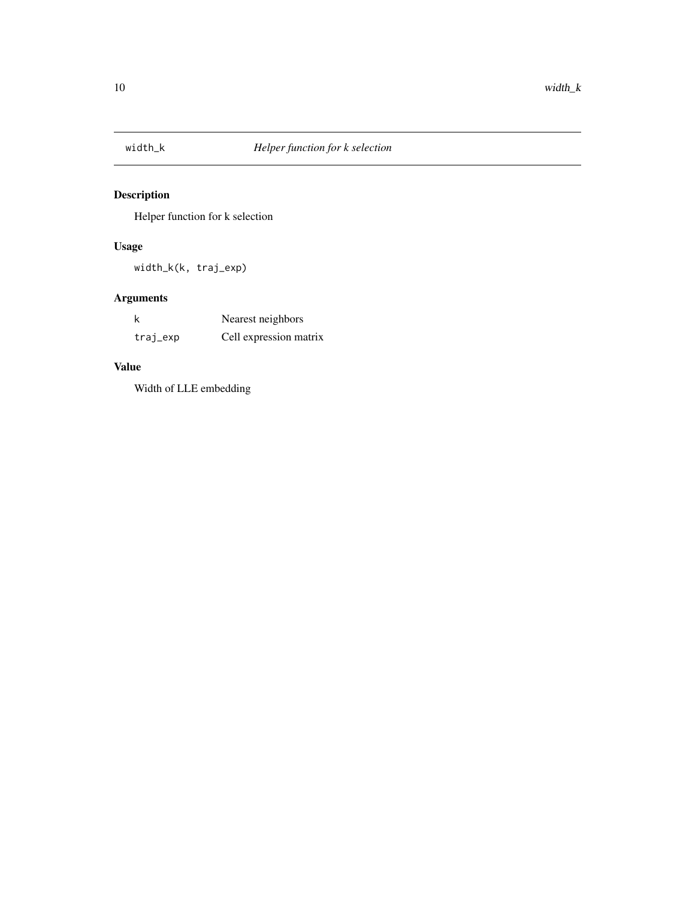## width_k &nbsp;&nbsp;&nbsp; *Helper function for k selection*

### Description

Helper function for k selection

### Usage

```
width_k(k, traj_exp)
```

### Arguments

| | |
|---|---|
| k | Nearest neighbors |
| traj_exp | Cell expression matrix |

### Value

Width of LLE embedding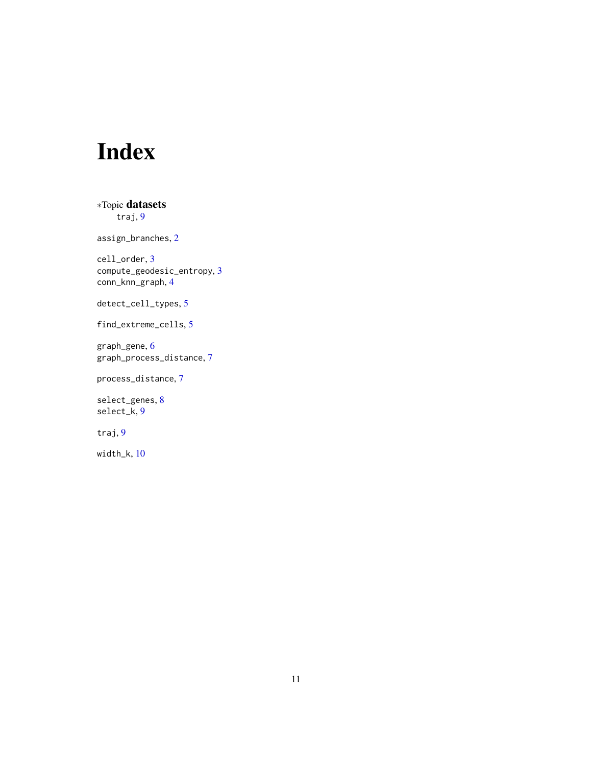# Index

*Topic **datasets**

traj, 9

assign_branches, 2

cell_order, 3
compute_geodesic_entropy, 3
conn_knn_graph, 4

detect_cell_types, 5

find_extreme_cells, 5

graph_gene, 6
graph_process_distance, 7

process_distance, 7

select_genes, 8
select_k, 9

traj, 9

width_k, 10